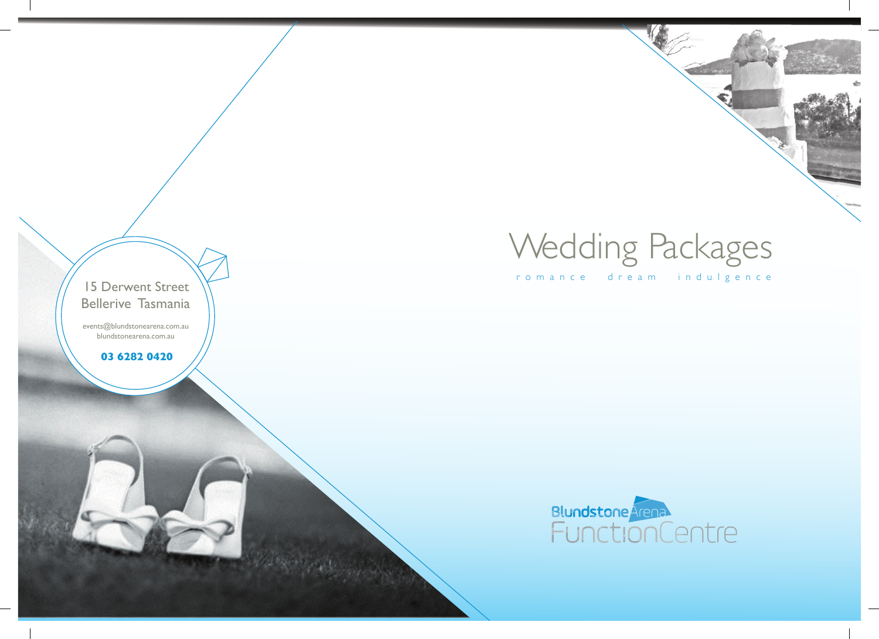# Wedding Packages

romance dream indulgence

15 Derwent Street
Bellerive Tasmania

events@blundstonearena.com.au
blundstonearena.com.au

**03 6282 0420**

Blundstone Arena
FunctionCentre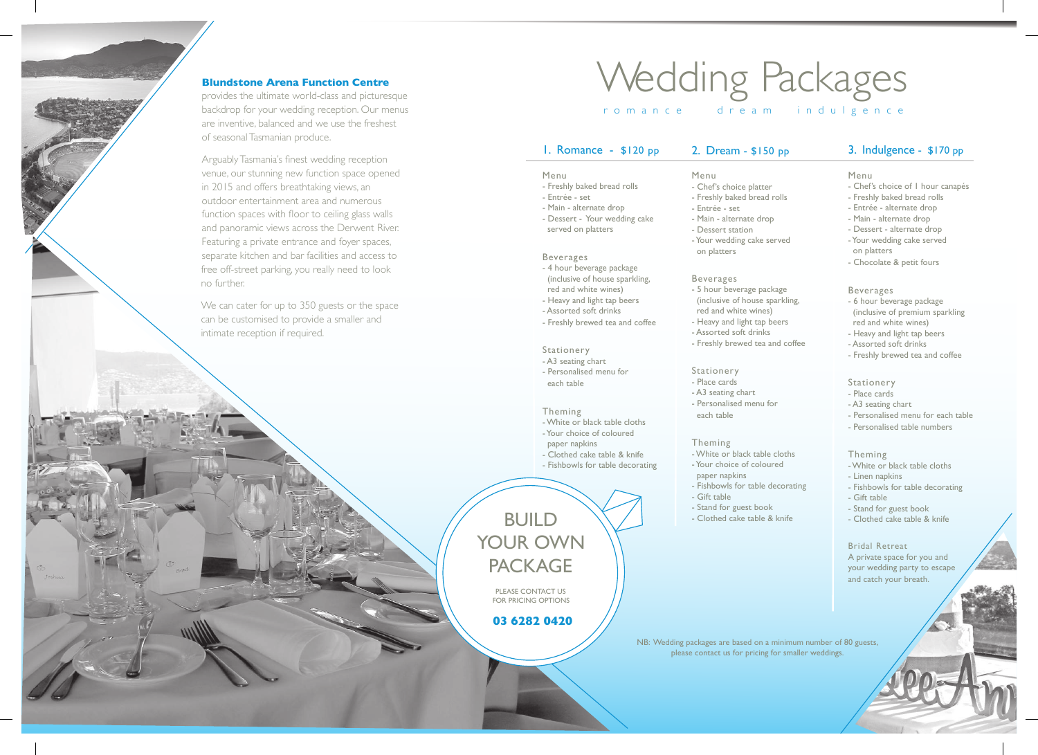**Blundstone Arena Function Centre** provides the ultimate world-class and picturesque backdrop for your wedding reception. Our menus are inventive, balanced and we use the freshest of seasonal Tasmanian produce.

Arguably Tasmania's finest wedding reception venue, our stunning new function space opened in 2015 and offers breathtaking views, an outdoor entertainment area and numerous function spaces with floor to ceiling glass walls and panoramic views across the Derwent River. Featuring a private entrance and foyer spaces, separate kitchen and bar facilities and access to free off-street parking, you really need to look no further.

We can cater for up to 350 guests or the space can be customised to provide a smaller and intimate reception if required.

# Wedding Packages

romance dream indulgence

## 1. Romance - $120 pp

### Menu
- Freshly baked bread rolls
- Entrée - set
- Main - alternate drop
- Dessert - Your wedding cake served on platters

### Beverages
- 4 hour beverage package (inclusive of house sparkling, red and white wines)
- Heavy and light tap beers
- Assorted soft drinks
- Freshly brewed tea and coffee

### Stationery
- A3 seating chart
- Personalised menu for each table

### Theming
- White or black table cloths
- Your choice of coloured paper napkins
- Clothed cake table & knife
- Fishbowls for table decorating

## 2. Dream - $150 pp

### Menu
- Chef's choice platter
- Freshly baked bread rolls
- Entrée - set
- Main - alternate drop
- Dessert station
- Your wedding cake served on platters

### Beverages
- 5 hour beverage package (inclusive of house sparkling, red and white wines)
- Heavy and light tap beers
- Assorted soft drinks
- Freshly brewed tea and coffee

### Stationery
- Place cards
- A3 seating chart
- Personalised menu for each table

### Theming
- White or black table cloths
- Your choice of coloured paper napkins
- Fishbowls for table decorating
- Gift table
- Stand for guest book
- Clothed cake table & knife

## 3. Indulgence - $170 pp

### Menu
- Chef's choice of 1 hour canapés
- Freshly baked bread rolls
- Entrée - alternate drop
- Main - alternate drop
- Dessert - alternate drop
- Your wedding cake served on platters
- Chocolate & petit fours

### Beverages
- 6 hour beverage package (inclusive of premium sparkling red and white wines)
- Heavy and light tap beers
- Assorted soft drinks
- Freshly brewed tea and coffee

### Stationery
- Place cards
- A3 seating chart
- Personalised menu for each table
- Personalised table numbers

### Theming
- White or black table cloths
- Linen napkins
- Fishbowls for table decorating
- Gift table
- Stand for guest book
- Clothed cake table & knife

### Bridal Retreat
A private space for you and your wedding party to escape and catch your breath.

## BUILD YOUR OWN PACKAGE

PLEASE CONTACT US FOR PRICING OPTIONS

**03 6282 0420**

NB: Wedding packages are based on a minimum number of 80 guests, please contact us for pricing for smaller weddings.